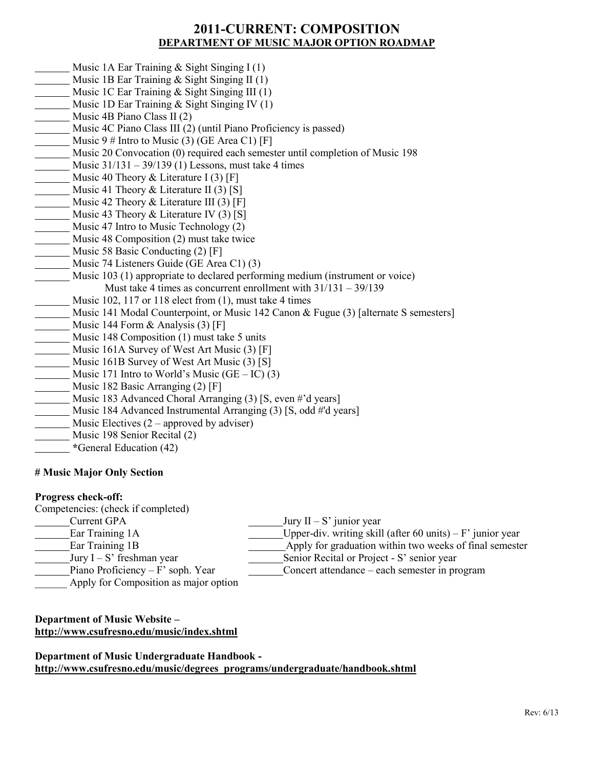# 2011-CURRENT: COMPOSITION

## DEPARTMENT OF MUSIC MAJOR OPTION ROADMAP

_______ Music 1A Ear Training & Sight Singing I (1)
_______ Music 1B Ear Training & Sight Singing II (1)
_______ Music 1C Ear Training & Sight Singing III (1)
_______ Music 1D Ear Training & Sight Singing IV (1)
_______ Music 4B Piano Class II (2)
_______ Music 4C Piano Class III (2) (until Piano Proficiency is passed)
_______ Music 9 # Intro to Music (3) (GE Area C1) [F]
_______ Music 20 Convocation (0) required each semester until completion of Music 198
_______ Music 31/131 – 39/139 (1) Lessons, must take 4 times
_______ Music 40 Theory & Literature I (3) [F]
_______ Music 41 Theory & Literature II (3) [S]
_______ Music 42 Theory & Literature III (3) [F]
_______ Music 43 Theory & Literature IV (3) [S]
_______ Music 47 Intro to Music Technology (2)
_______ Music 48 Composition (2) must take twice
_______ Music 58 Basic Conducting (2) [F]
_______ Music 74 Listeners Guide (GE Area C1) (3)
_______ Music 103 (1) appropriate to declared performing medium (instrument or voice)
Must take 4 times as concurrent enrollment with 31/131 – 39/139
_______ Music 102, 117 or 118 elect from (1), must take 4 times
_______ Music 141 Modal Counterpoint, or Music 142 Canon & Fugue (3) [alternate S semesters]
_______ Music 144 Form & Analysis (3) [F]
_______ Music 148 Composition (1) must take 5 units
_______ Music 161A Survey of West Art Music (3) [F]
_______ Music 161B Survey of West Art Music (3) [S]
_______ Music 171 Intro to World's Music (GE – IC) (3)
_______ Music 182 Basic Arranging (2) [F]
_______ Music 183 Advanced Choral Arranging (3) [S, even #'d years]
_______ Music 184 Advanced Instrumental Arranging (3) [S, odd #'d years]
_______ Music Electives (2 – approved by adviser)
_______ Music 198 Senior Recital (2)
_______ ***General Education (42)**

**# Music Major Only Section**

**Progress check-off:**

Competencies: (check if completed)

_______Current GPA
_______Ear Training 1A
_______Ear Training 1B
_______Jury I – S' freshman year
_______Piano Proficiency – F' soph. Year
_______ Apply for Composition as major option
_______Jury II – S' junior year
_______Upper-div. writing skill (after 60 units) – F' junior year
_______Apply for graduation within two weeks of final semester
_______Senior Recital or Project - S' senior year
_______Concert attendance – each semester in program

**Department of Music Website –**
**http://www.csufresno.edu/music/index.shtml**

**Department of Music Undergraduate Handbook -**
**http://www.csufresno.edu/music/degrees_programs/undergraduate/handbook.shtml**

Rev: 6/13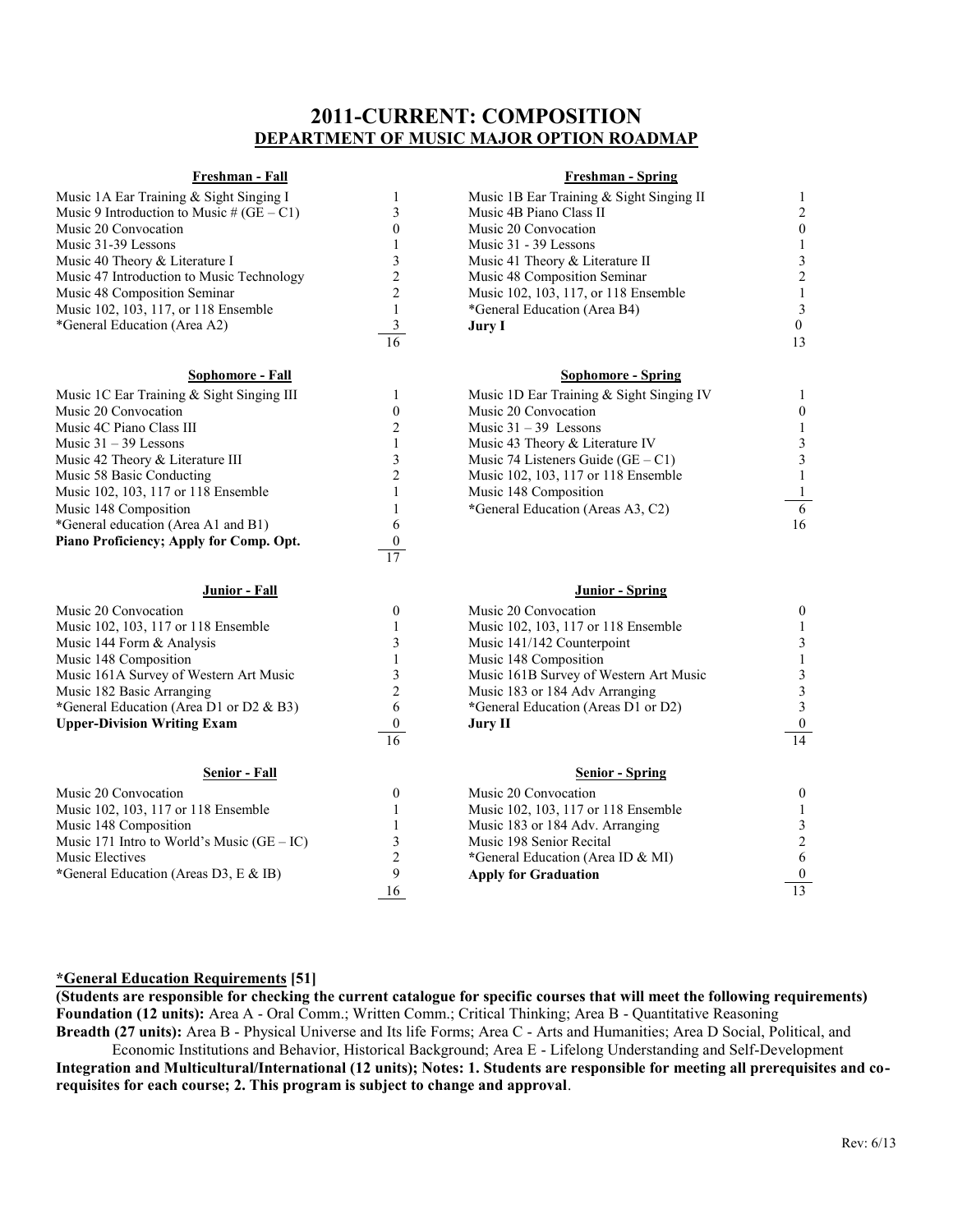# 2011-CURRENT: COMPOSITION

## DEPARTMENT OF MUSIC MAJOR OPTION ROADMAP

| Freshman - Fall | | Freshman - Spring | |
|---|---|---|---|
| Music 1A Ear Training & Sight Singing I | 1 | Music 1B Ear Training & Sight Singing II | 1 |
| Music 9 Introduction to Music # (GE – C1) | 3 | Music 4B Piano Class II | 2 |
| Music 20 Convocation | 0 | Music 20 Convocation | 0 |
| Music 31-39 Lessons | 1 | Music 31 - 39 Lessons | 1 |
| Music 40 Theory & Literature I | 3 | Music 41 Theory & Literature II | 3 |
| Music 47 Introduction to Music Technology | 2 | Music 48 Composition Seminar | 2 |
| Music 48 Composition Seminar | 2 | Music 102, 103, 117, or 118 Ensemble | 1 |
| Music 102, 103, 117, or 118 Ensemble | 1 | *General Education (Area B4) | 3 |
| *General Education (Area A2) | 3 | **Jury I** | 0 |
| | 16 | | 13 |

| Sophomore - Fall | | Sophomore - Spring | |
|---|---|---|---|
| Music 1C Ear Training & Sight Singing III | 1 | Music 1D Ear Training & Sight Singing IV | 1 |
| Music 20 Convocation | 0 | Music 20 Convocation | 0 |
| Music 4C Piano Class III | 2 | Music 31 – 39 Lessons | 1 |
| Music 31 – 39 Lessons | 1 | Music 43 Theory & Literature IV | 3 |
| Music 42 Theory & Literature III | 3 | Music 74 Listeners Guide (GE – C1) | 3 |
| Music 58 Basic Conducting | 2 | Music 102, 103, 117 or 118 Ensemble | 1 |
| Music 102, 103, 117 or 118 Ensemble | 1 | Music 148 Composition | 1 |
| Music 148 Composition | 1 | *General Education (Areas A3, C2) | 6 |
| *General education (Area A1 and B1) | 6 | | 16 |
| **Piano Proficiency; Apply for Comp. Opt.** | 0 | | |
| | 17 | | |

| Junior - Fall | | Junior - Spring | |
|---|---|---|---|
| Music 20 Convocation | 0 | Music 20 Convocation | 0 |
| Music 102, 103, 117 or 118 Ensemble | 1 | Music 102, 103, 117 or 118 Ensemble | 1 |
| Music 144 Form & Analysis | 3 | Music 141/142 Counterpoint | 3 |
| Music 148 Composition | 1 | Music 148 Composition | 1 |
| Music 161A Survey of Western Art Music | 3 | Music 161B Survey of Western Art Music | 3 |
| Music 182 Basic Arranging | 2 | Music 183 or 184 Adv Arranging | 3 |
| *General Education (Area D1 or D2 & B3) | 6 | *General Education (Areas D1 or D2) | 3 |
| **Upper-Division Writing Exam** | 0 | **Jury II** | 0 |
| | 16 | | 14 |

| Senior - Fall | | Senior - Spring | |
|---|---|---|---|
| Music 20 Convocation | 0 | Music 20 Convocation | 0 |
| Music 102, 103, 117 or 118 Ensemble | 1 | Music 102, 103, 117 or 118 Ensemble | 1 |
| Music 148 Composition | 1 | Music 183 or 184 Adv. Arranging | 3 |
| Music 171 Intro to World's Music (GE – IC) | 3 | Music 198 Senior Recital | 2 |
| Music Electives | 2 | *General Education (Area ID & MI) | 6 |
| *General Education (Areas D3, E & IB) | 9 | **Apply for Graduation** | 0 |
| | 16 | | 13 |

**\*General Education Requirements [51]**

**(Students are responsible for checking the current catalogue for specific courses that will meet the following requirements)**
**Foundation (12 units):** Area A - Oral Comm.; Written Comm.; Critical Thinking; Area B - Quantitative Reasoning
**Breadth (27 units):** Area B - Physical Universe and Its life Forms; Area C - Arts and Humanities; Area D Social, Political, and Economic Institutions and Behavior, Historical Background; Area E - Lifelong Understanding and Self-Development
**Integration and Multicultural/International (12 units); Notes: 1. Students are responsible for meeting all prerequisites and co-requisites for each course; 2. This program is subject to change and approval**.

Rev: 6/13